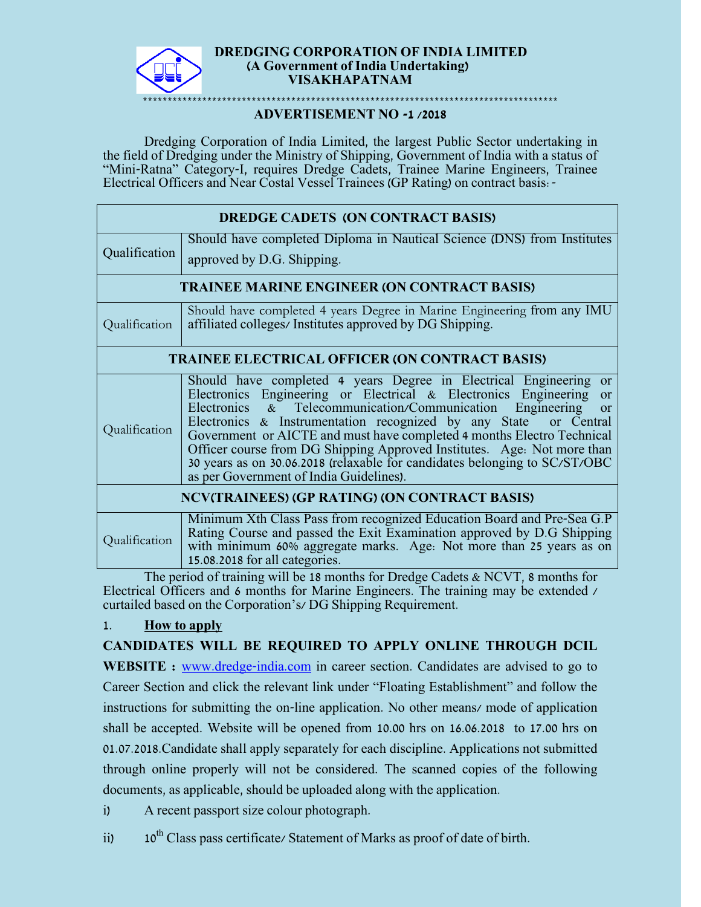**DREDGING CORPORATION OF INDIA LIMITED**
**(A Government of India Undertaking)**
**VISAKHAPATNAM**

*************************************************************************************

## ADVERTISEMENT NO -1 /2018

Dredging Corporation of India Limited, the largest Public Sector undertaking in the field of Dredging under the Ministry of Shipping, Government of India with a status of "Mini-Ratna" Category-I, requires Dredge Cadets, Trainee Marine Engineers, Trainee Electrical Officers and Near Costal Vessel Trainees (GP Rating) on contract basis:-

| **DREDGE CADETS (ON CONTRACT BASIS)** | |
|---|---|
| Qualification | Should have completed Diploma in Nautical Science (DNS) from Institutes approved by D.G. Shipping. |
| **TRAINEE MARINE ENGINEER (ON CONTRACT BASIS)** | |
| Qualification | Should have completed 4 years Degree in Marine Engineering from any IMU affiliated colleges/ Institutes approved by DG Shipping. |
| **TRAINEE ELECTRICAL OFFICER (ON CONTRACT BASIS)** | |
| Qualification | Should have completed 4 years Degree in Electrical Engineering or Electronics Engineering or Electrical & Electronics Engineering or Electronics & Telecommunication/Communication Engineering or Electronics & Instrumentation recognized by any State or Central Government or AICTE and must have completed 4 months Electro Technical Officer course from DG Shipping Approved Institutes. Age: Not more than 30 years as on 30.06.2018 (relaxable for candidates belonging to SC/ST/OBC as per Government of India Guidelines). |
| **NCV(TRAINEES) (GP RATING) (ON CONTRACT BASIS)** | |
| Qualification | Minimum Xth Class Pass from recognized Education Board and Pre-Sea G.P Rating Course and passed the Exit Examination approved by D.G Shipping with minimum 60% aggregate marks. Age: Not more than 25 years as on 15.08.2018 for all categories. |

The period of training will be 18 months for Dredge Cadets & NCVT, 8 months for Electrical Officers and 6 months for Marine Engineers. The training may be extended / curtailed based on the Corporation's/ DG Shipping Requirement.

1. **How to apply**

**CANDIDATES WILL BE REQUIRED TO APPLY ONLINE THROUGH DCIL WEBSITE :** www.dredge-india.com in career section. Candidates are advised to go to Career Section and click the relevant link under "Floating Establishment" and follow the instructions for submitting the on-line application. No other means/ mode of application shall be accepted. Website will be opened from 10.00 hrs on 16.06.2018 to 17.00 hrs on 01.07.2018.Candidate shall apply separately for each discipline. Applications not submitted through online properly will not be considered. The scanned copies of the following documents, as applicable, should be uploaded along with the application.

i) A recent passport size colour photograph.

ii) 10th Class pass certificate/ Statement of Marks as proof of date of birth.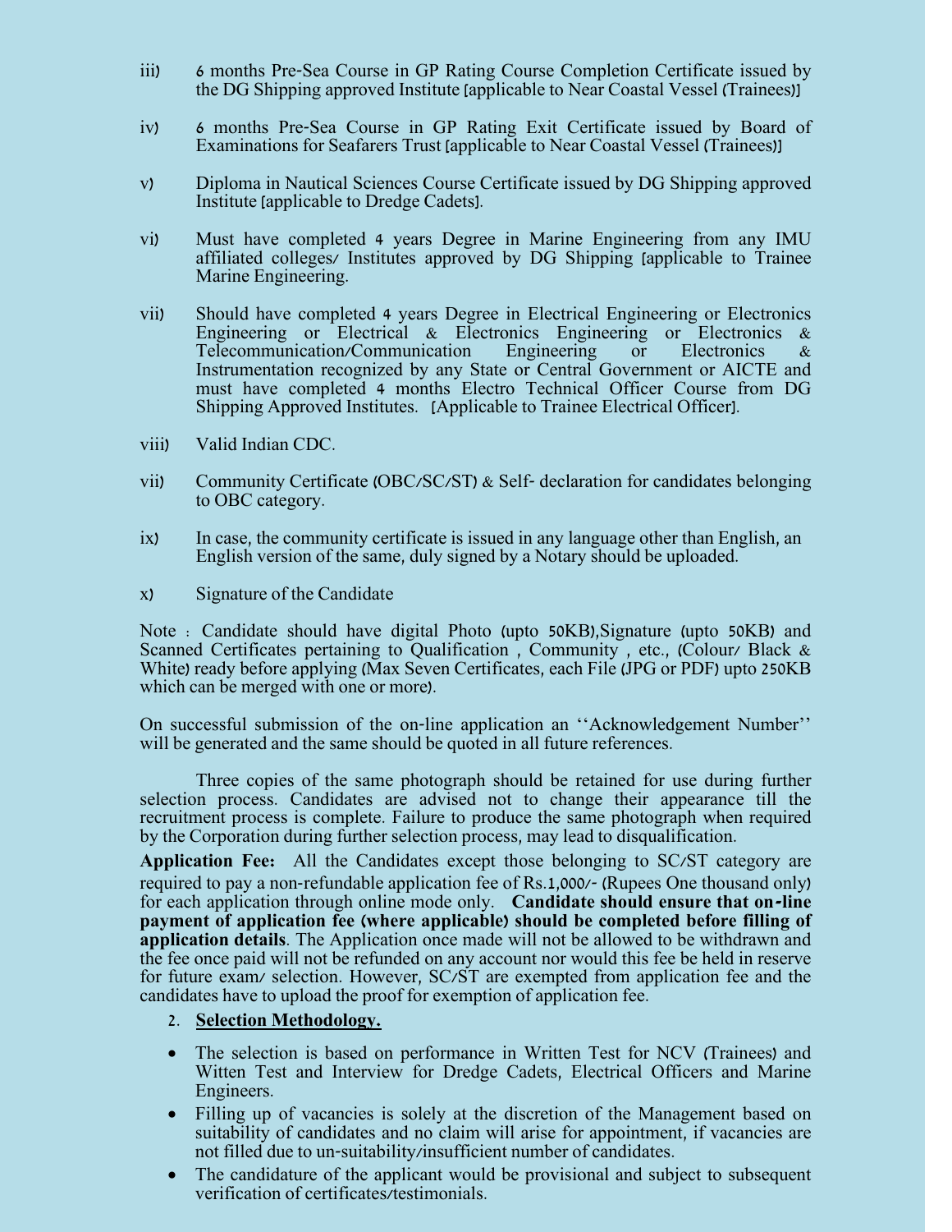iii) 6 months Pre-Sea Course in GP Rating Course Completion Certificate issued by the DG Shipping approved Institute [applicable to Near Coastal Vessel (Trainees)]

iv) 6 months Pre-Sea Course in GP Rating Exit Certificate issued by Board of Examinations for Seafarers Trust [applicable to Near Coastal Vessel (Trainees)]

v) Diploma in Nautical Sciences Course Certificate issued by DG Shipping approved Institute [applicable to Dredge Cadets].

vi) Must have completed 4 years Degree in Marine Engineering from any IMU affiliated colleges/ Institutes approved by DG Shipping [applicable to Trainee Marine Engineering.

vii) Should have completed 4 years Degree in Electrical Engineering or Electronics Engineering or Electrical & Electronics Engineering or Electronics & Telecommunication/Communication Engineering or Electronics & Instrumentation recognized by any State or Central Government or AICTE and must have completed 4 months Electro Technical Officer Course from DG Shipping Approved Institutes. [Applicable to Trainee Electrical Officer].

viii) Valid Indian CDC.

vii) Community Certificate (OBC/SC/ST) & Self- declaration for candidates belonging to OBC category.

ix) In case, the community certificate is issued in any language other than English, an English version of the same, duly signed by a Notary should be uploaded.

x) Signature of the Candidate

Note : Candidate should have digital Photo (upto 50KB),Signature (upto 50KB) and Scanned Certificates pertaining to Qualification , Community , etc., (Colour/ Black & White) ready before applying (Max Seven Certificates, each File (JPG or PDF) upto 250KB which can be merged with one or more).

On successful submission of the on-line application an ''Acknowledgement Number'' will be generated and the same should be quoted in all future references.

Three copies of the same photograph should be retained for use during further selection process. Candidates are advised not to change their appearance till the recruitment process is complete. Failure to produce the same photograph when required by the Corporation during further selection process, may lead to disqualification.

**Application Fee:** All the Candidates except those belonging to SC/ST category are required to pay a non-refundable application fee of Rs.1,000/- (Rupees One thousand only) for each application through online mode only. **Candidate should ensure that on-line payment of application fee (where applicable) should be completed before filling of application details**. The Application once made will not be allowed to be withdrawn and the fee once paid will not be refunded on any account nor would this fee be held in reserve for future exam/ selection. However, SC/ST are exempted from application fee and the candidates have to upload the proof for exemption of application fee.

2. **Selection Methodology.**

- The selection is based on performance in Written Test for NCV (Trainees) and Witten Test and Interview for Dredge Cadets, Electrical Officers and Marine Engineers.
- Filling up of vacancies is solely at the discretion of the Management based on suitability of candidates and no claim will arise for appointment, if vacancies are not filled due to un-suitability/insufficient number of candidates.
- The candidature of the applicant would be provisional and subject to subsequent verification of certificates/testimonials.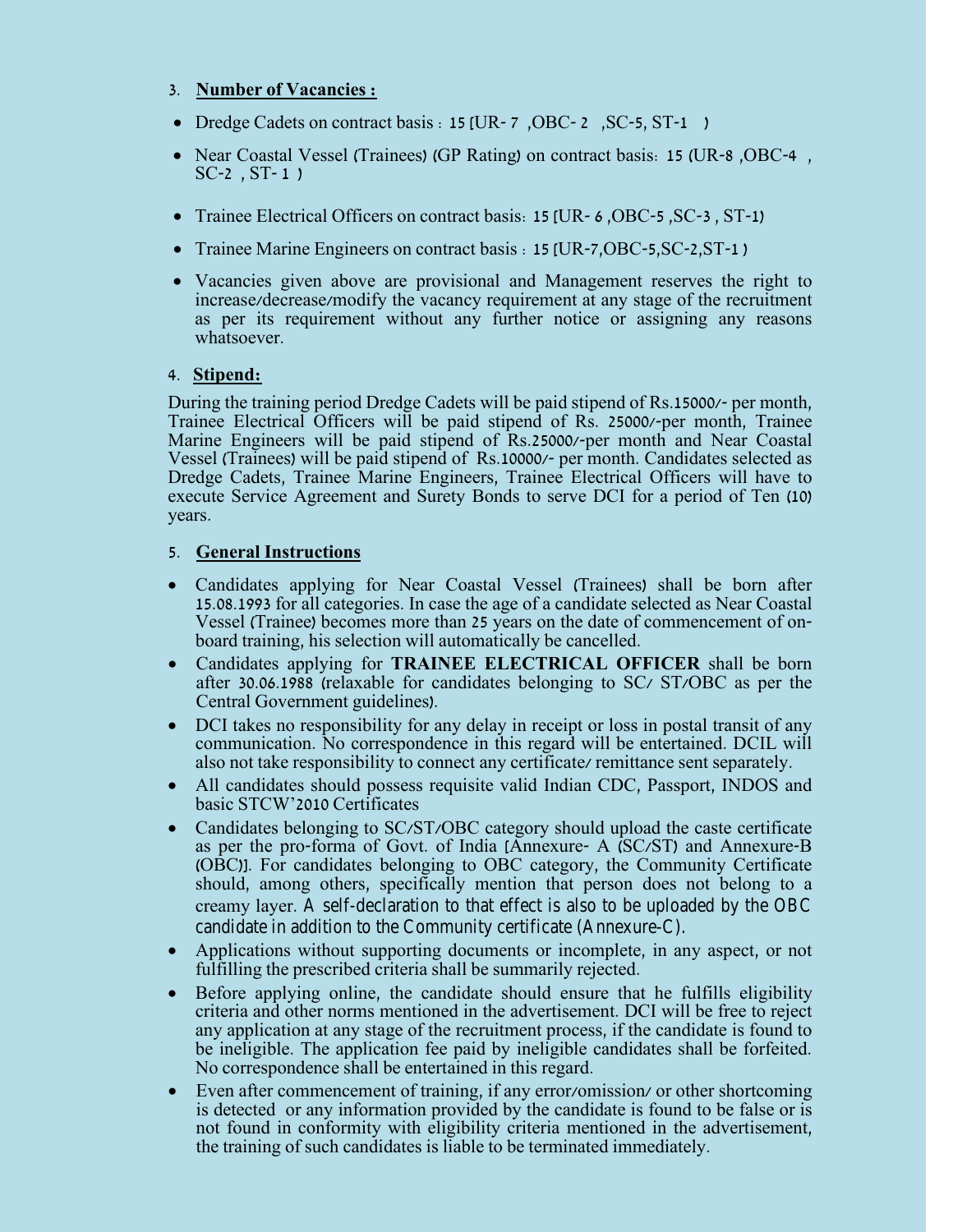3. **Number of Vacancies :**

- Dredge Cadets on contract basis : 15 [UR- 7 ,OBC- 2 ,SC-5, ST-1 )
- Near Coastal Vessel (Trainees) (GP Rating) on contract basis: 15 (UR-8 ,OBC-4 , SC-2 , ST- 1 )
- Trainee Electrical Officers on contract basis: 15 [UR- 6 ,OBC-5 ,SC-3 , ST-1)
- Trainee Marine Engineers on contract basis : 15 [UR-7,OBC-5,SC-2,ST-1 )
- Vacancies given above are provisional and Management reserves the right to increase/decrease/modify the vacancy requirement at any stage of the recruitment as per its requirement without any further notice or assigning any reasons whatsoever.

4. **Stipend:**

During the training period Dredge Cadets will be paid stipend of Rs.15000/- per month, Trainee Electrical Officers will be paid stipend of Rs. 25000/-per month, Trainee Marine Engineers will be paid stipend of Rs.25000/-per month and Near Coastal Vessel (Trainees) will be paid stipend of Rs.10000/- per month. Candidates selected as Dredge Cadets, Trainee Marine Engineers, Trainee Electrical Officers will have to execute Service Agreement and Surety Bonds to serve DCI for a period of Ten (10) years.

5. **General Instructions**

- Candidates applying for Near Coastal Vessel (Trainees) shall be born after 15.08.1993 for all categories. In case the age of a candidate selected as Near Coastal Vessel (Trainee) becomes more than 25 years on the date of commencement of on-board training, his selection will automatically be cancelled.
- Candidates applying for **TRAINEE ELECTRICAL OFFICER** shall be born after 30.06.1988 (relaxable for candidates belonging to SC/ ST/OBC as per the Central Government guidelines).
- DCI takes no responsibility for any delay in receipt or loss in postal transit of any communication. No correspondence in this regard will be entertained. DCIL will also not take responsibility to connect any certificate/ remittance sent separately.
- All candidates should possess requisite valid Indian CDC, Passport, INDOS and basic STCW'2010 Certificates
- Candidates belonging to SC/ST/OBC category should upload the caste certificate as per the pro-forma of Govt. of India [Annexure- A (SC/ST) and Annexure-B (OBC)]. For candidates belonging to OBC category, the Community Certificate should, among others, specifically mention that person does not belong to a creamy layer. A self-declaration to that effect is also to be uploaded by the OBC candidate in addition to the Community certificate (Annexure-C).
- Applications without supporting documents or incomplete, in any aspect, or not fulfilling the prescribed criteria shall be summarily rejected.
- Before applying online, the candidate should ensure that he fulfills eligibility criteria and other norms mentioned in the advertisement. DCI will be free to reject any application at any stage of the recruitment process, if the candidate is found to be ineligible. The application fee paid by ineligible candidates shall be forfeited. No correspondence shall be entertained in this regard.
- Even after commencement of training, if any error/omission/ or other shortcoming is detected or any information provided by the candidate is found to be false or is not found in conformity with eligibility criteria mentioned in the advertisement, the training of such candidates is liable to be terminated immediately.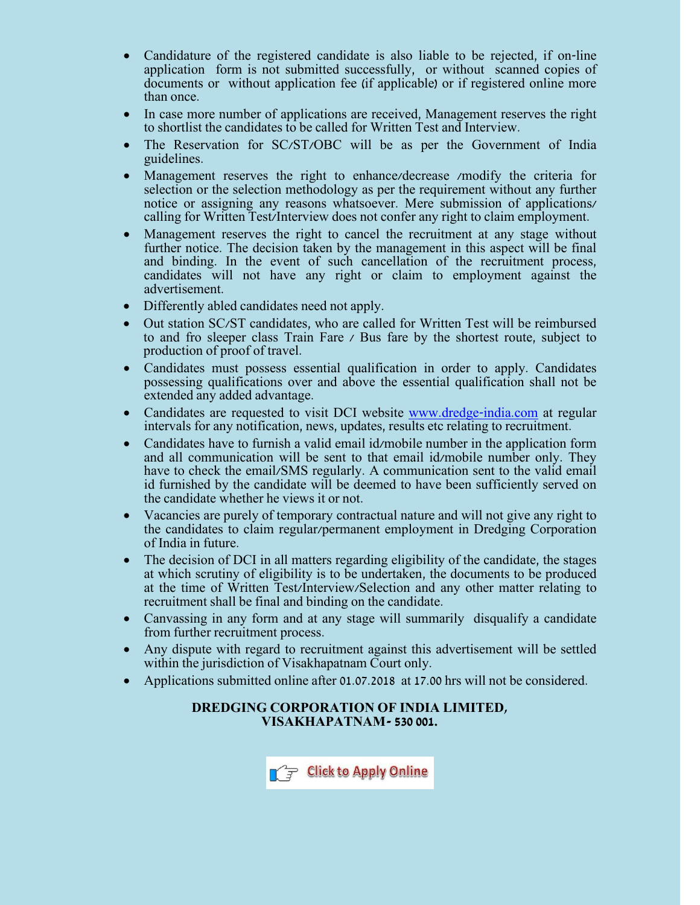- Candidature of the registered candidate is also liable to be rejected, if on-line application form is not submitted successfully, or without scanned copies of documents or without application fee (if applicable) or if registered online more than once.
- In case more number of applications are received, Management reserves the right to shortlist the candidates to be called for Written Test and Interview.
- The Reservation for SC/ST/OBC will be as per the Government of India guidelines.
- Management reserves the right to enhance/decrease /modify the criteria for selection or the selection methodology as per the requirement without any further notice or assigning any reasons whatsoever. Mere submission of applications/ calling for Written Test/Interview does not confer any right to claim employment.
- Management reserves the right to cancel the recruitment at any stage without further notice. The decision taken by the management in this aspect will be final and binding. In the event of such cancellation of the recruitment process, candidates will not have any right or claim to employment against the advertisement.
- Differently abled candidates need not apply.
- Out station SC/ST candidates, who are called for Written Test will be reimbursed to and fro sleeper class Train Fare / Bus fare by the shortest route, subject to production of proof of travel.
- Candidates must possess essential qualification in order to apply. Candidates possessing qualifications over and above the essential qualification shall not be extended any added advantage.
- Candidates are requested to visit DCI website www.dredge-india.com at regular intervals for any notification, news, updates, results etc relating to recruitment.
- Candidates have to furnish a valid email id/mobile number in the application form and all communication will be sent to that email id/mobile number only. They have to check the email/SMS regularly. A communication sent to the valid email id furnished by the candidate will be deemed to have been sufficiently served on the candidate whether he views it or not.
- Vacancies are purely of temporary contractual nature and will not give any right to the candidates to claim regular/permanent employment in Dredging Corporation of India in future.
- The decision of DCI in all matters regarding eligibility of the candidate, the stages at which scrutiny of eligibility is to be undertaken, the documents to be produced at the time of Written Test/Interview/Selection and any other matter relating to recruitment shall be final and binding on the candidate.
- Canvassing in any form and at any stage will summarily disqualify a candidate from further recruitment process.
- Any dispute with regard to recruitment against this advertisement will be settled within the jurisdiction of Visakhapatnam Court only.
- Applications submitted online after 01.07.2018 at 17.00 hrs will not be considered.

**DREDGING CORPORATION OF INDIA LIMITED,**
**VISAKHAPATNAM- 530 001.**

Click to Apply Online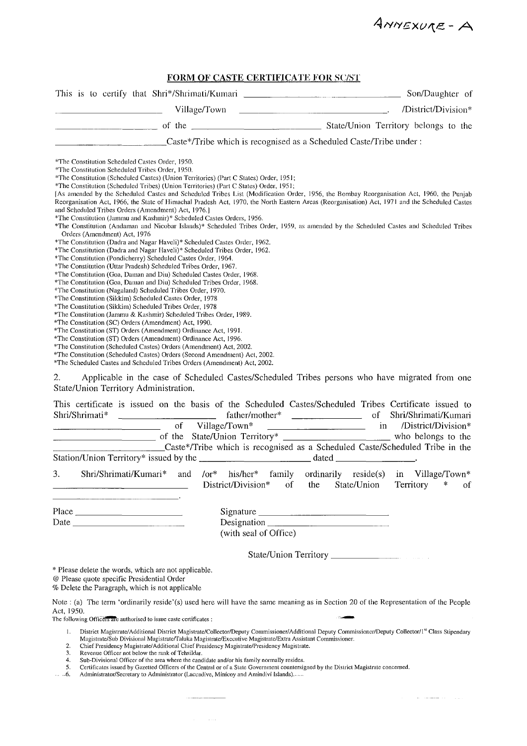ANNEXURE - A

## FORM OF CASTE CERTIFICATE FOR SC/ST

This is to certify that Shri*/Shrimati/Kumari ______________________ Son/Daughter of ______________________ Village/Town ______________________. /District/Division* ______________________ of the ______________________ State/Union Territory belongs to the ______________________ Caste*/Tribe which is recognised as a Scheduled Caste/Tribe under :

*The Constitution Scheduled Castes Order, 1950.
*The Constitution Scheduled Tribes Order, 1950.
*The Constitution (Scheduled Castes) (Union Territories) (Part C States) Order, 1951;
*The Constitution (Scheduled Tribes) (Union Territories) (Part C States) Order, 1951;
[As amended by the Scheduled Castes and Scheduled Tribes List (Modification Order, 1956, the Bombay Reorganisation Act, 1960, the Punjab Reorganisation Act, 1966, the State of Himachal Pradesh Act, 1970, the North Eastern Areas (Reorganisation) Act, 1971 and the Scheduled Castes and Scheduled Tribes Orders (Amendment) Act, 1976.]
*The Constitution (Jammu and Kashmir)* Scheduled Castes Orders, 1956.
*The Constitution (Andaman and Nicobar Islands)* Scheduled Tribes Order, 1959, as amended by the Scheduled Castes and Scheduled Tribes Orders (Amendment) Act, 1976
*The Constitution (Dadra and Nagar Haveli)* Scheduled Castes Order, 1962.
*The Constitution (Dadra and Nagar Haveli)* Scheduled Tribes Order, 1962.
*The Constitution (Pondicherry) Scheduled Castes Order, 1964.
*The Constitution (Uttar Pradesh) Scheduled Tribes Order, 1967.
*The Constitution (Goa, Daman and Diu) Scheduled Castes Order, 1968.
*The Constitution (Goa, Daman and Diu) Scheduled Tribes Order, 1968.
*The Constitution (Nagaland) Scheduled Tribes Order, 1970.
*The Constitution (Sikkim) Scheduled Castes Order, 1978
*The Constitution (Sikkim) Scheduled Tribes Order, 1978
*The Constitution (Jammu & Kashmir) Scheduled Tribes Order, 1989.
*The Constitution (SC) Orders (Amendment) Act, 1990.
*The Constitution (ST) Orders (Amendment) Ordinance Act, 1991.
*The Constitution (ST) Orders (Amendment) Ordinance Act, 1996.
*The Constitution (Scheduled Castes) Orders (Amendment) Act, 2002.
*The Constitution (Scheduled Castes) Orders (Second Amendment) Act, 2002.
*The Scheduled Castes and Scheduled Tribes Orders (Amendment) Act, 2002.

2. Applicable in the case of Scheduled Castes/Scheduled Tribes persons who have migrated from one State/Union Territory Administration.

This certificate is issued on the basis of the Scheduled Castes/Scheduled Tribes Certificate issued to Shri/Shrimati* ______________________ father/mother* ______________________ of Shri/Shrimati/Kumari ______________________ of Village/Town* ______________________ in /District/Division* ______________________ of the State/Union Territory* ______________________ who belongs to the ______________________ Caste*/Tribe which is recognised as a Scheduled Caste/Scheduled Tribe in the Station/Union Territory* issued by the ______________________ dated ______________________.

3. Shri/Shrimati/Kumari* and /or* his/her* family ordinarily reside(s) in Village/Town* ______________________ District/Division* of the State/Union Territory * of ______________________.

Place ______________________

Date ______________________

Signature ______________________

Designation ______________________

(with seal of Office)

State/Union Territory ______________________

\* Please delete the words, which are not applicable.
@ Please quote specific Presidential Order
% Delete the Paragraph, which is not applicable

Note : (a) The term 'ordinarily reside'(s) used here will have the same meaning as in Section 20 of the Representation of the People Act, 1950.

The following Officers are authorised to issue caste certificates :

1. District Magistrate/Additional District Magistrate/Collector/Deputy Commissioner/Additional Deputy Commissioner/Deputy Collector/1st Class Stipendary Magistrate/Sub Divisional Magistrate/Taluka Magistrate/Executive Magistrate/Extra Assistant Commissioner.
2. Chief Presidency Magistrate/Additional Chief Presidency Magistrate/Presidency Magistrate.
3. Revenue Officer not below the rank of Tehsildar.
4. Sub-Divisional Officer of the area where the candidate and/or his family normally resides.
5. Certificates issued by Gazetted Officers of the Central or of a State Government countersigned by the District Magistrate concerned.
6. Administrator/Secretary to Administrator (Laccadive, Minicoy and Amindivi Islands).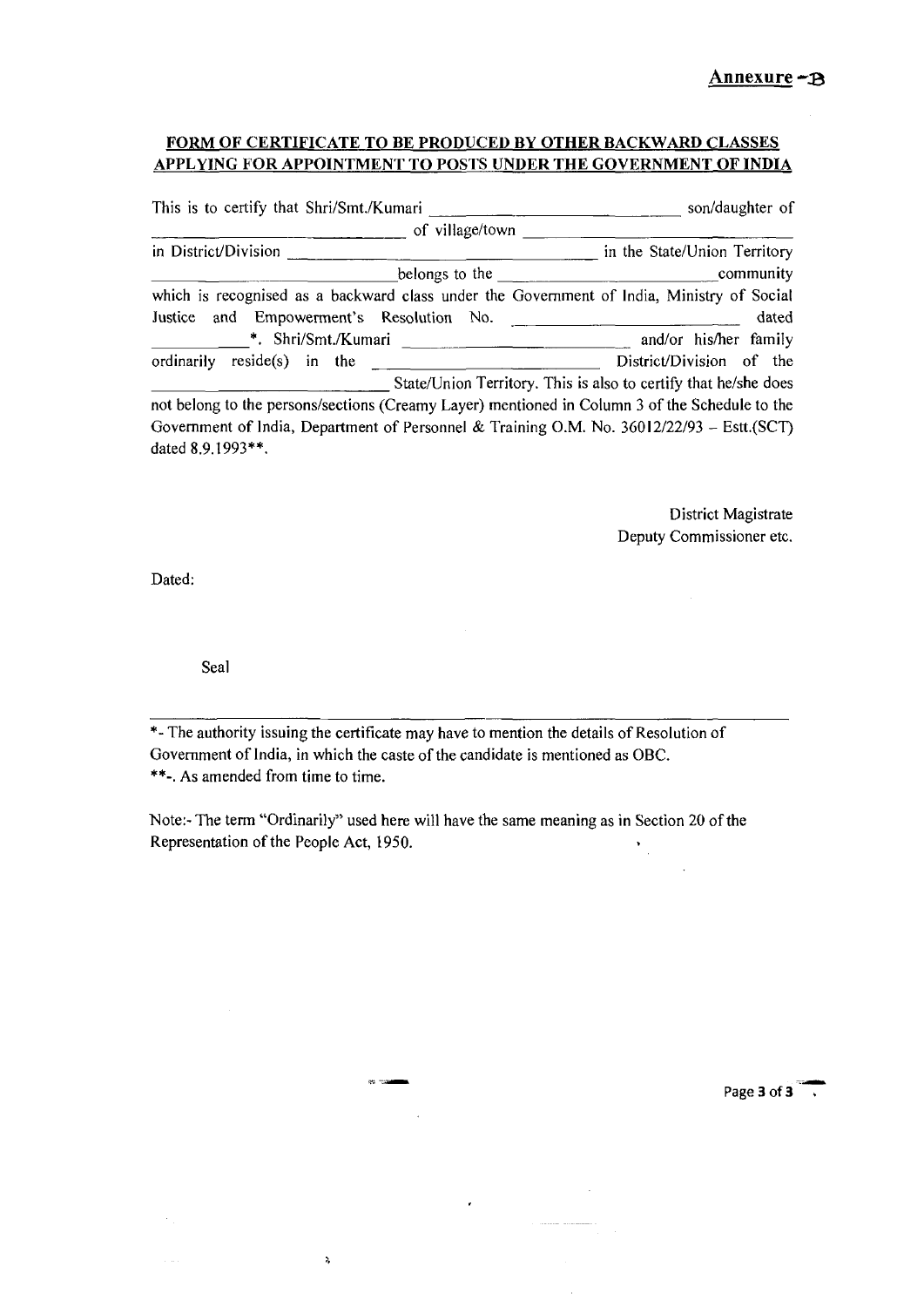**Annexure -B**

## FORM OF CERTIFICATE TO BE PRODUCED BY OTHER BACKWARD CLASSES APPLYING FOR APPOINTMENT TO POSTS UNDER THE GOVERNMENT OF INDIA

This is to certify that Shri/Smt./Kumari ____________________ son/daughter of ____________________ of village/town ____________________ in District/Division ____________________ in the State/Union Territory ____________________ belongs to the ____________________ community which is recognised as a backward class under the Government of India, Ministry of Social Justice and Empowerment's Resolution No. ____________________ dated __________*. Shri/Smt./Kumari ____________________ and/or his/her family ordinarily reside(s) in the ____________________ District/Division of the ____________________ State/Union Territory. This is also to certify that he/she does not belong to the persons/sections (Creamy Layer) mentioned in Column 3 of the Schedule to the Government of India, Department of Personnel & Training O.M. No. 36012/22/93 – Estt.(SCT) dated 8.9.1993**.

District Magistrate
Deputy Commissioner etc.

Dated:

Seal

---

*- The authority issuing the certificate may have to mention the details of Resolution of Government of India, in which the caste of the candidate is mentioned as OBC.
**-. As amended from time to time.

Note:- The term "Ordinarily" used here will have the same meaning as in Section 20 of the Representation of the People Act, 1950.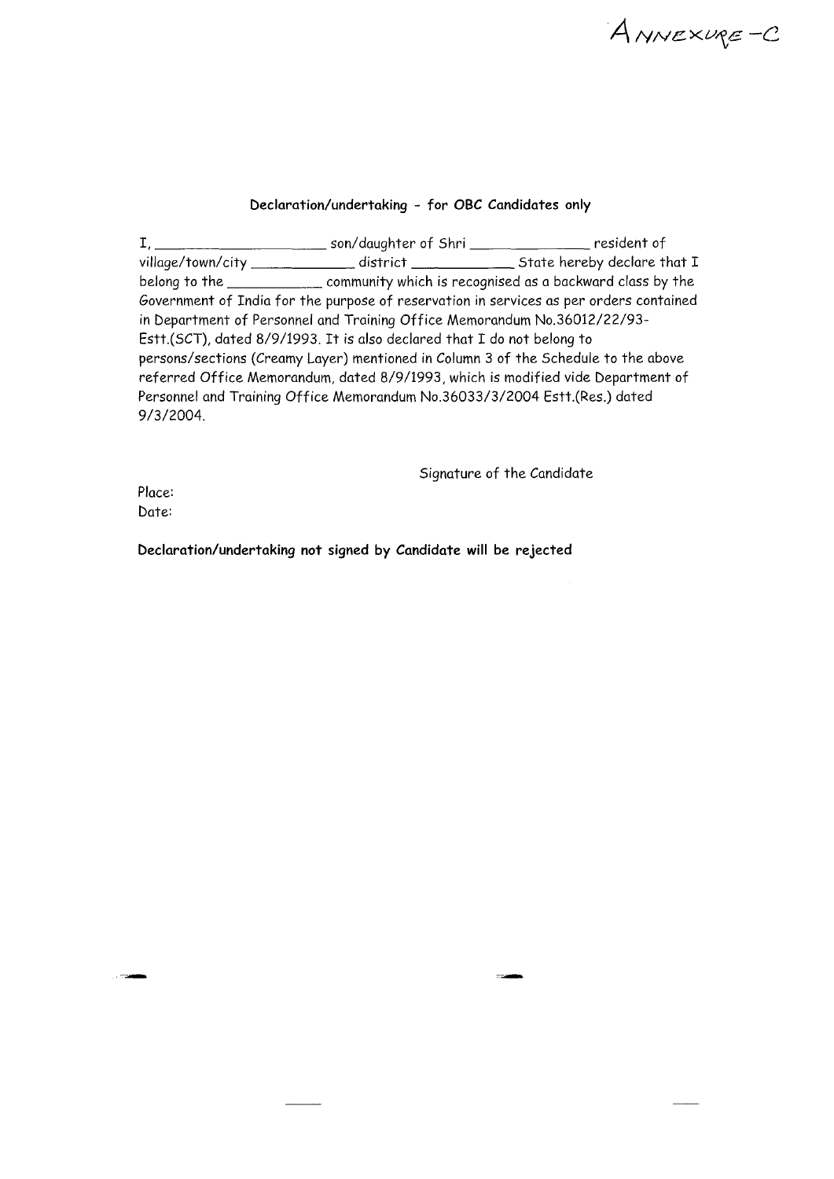ANNEXURE -C

### Declaration/undertaking - for OBC Candidates only

I, ______________________ son/daughter of Shri _______________ resident of village/town/city _____________ district ____________ State hereby declare that I belong to the ____________ community which is recognised as a backward class by the Government of India for the purpose of reservation in services as per orders contained in Department of Personnel and Training Office Memorandum No.36012/22/93-Estt.(SCT), dated 8/9/1993. It is also declared that I do not belong to persons/sections (Creamy Layer) mentioned in Column 3 of the Schedule to the above referred Office Memorandum, dated 8/9/1993, which is modified vide Department of Personnel and Training Office Memorandum No.36033/3/2004 Estt.(Res.) dated 9/3/2004.

Signature of the Candidate

Place:

Date:

**Declaration/undertaking not signed by Candidate will be rejected**